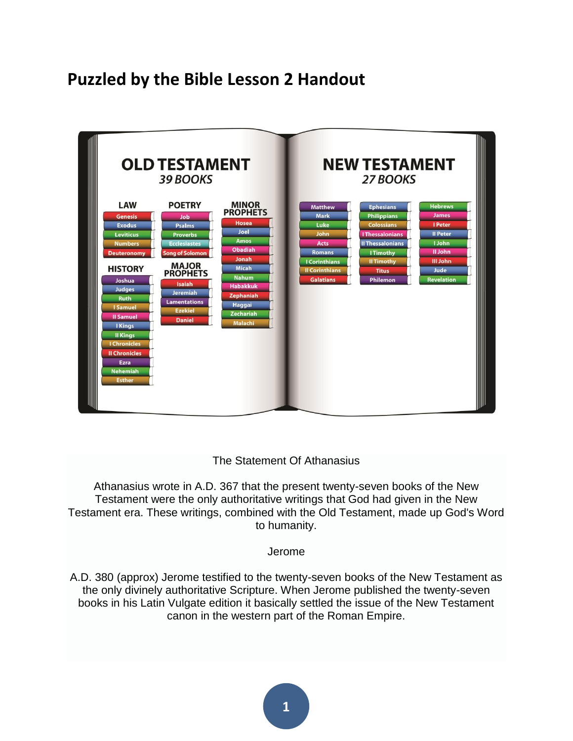# Puzzled by the Bible Lesson 2 Handout

## OLD TESTAMENT
*39 BOOKS*

**LAW**
- Genesis
- Exodus
- Leviticus
- Numbers
- Deuteronomy

**HISTORY**
- Joshua
- Judges
- Ruth
- I Samuel
- II Samuel
- I Kings
- II Kings
- I Chronicles
- II Chronicles
- Ezra
- Nehemiah
- Esther

**POETRY**
- Job
- Psalms
- Proverbs
- Ecclesiastes
- Song of Solomon

**MAJOR PROPHETS**
- Isaiah
- Jeremiah
- Lamentations
- Ezekiel
- Daniel

**MINOR PROPHETS**
- Hosea
- Joel
- Amos
- Obadiah
- Jonah
- Micah
- Nahum
- Habakkuk
- Zephaniah
- Haggai
- Zechariah
- Malachi

## NEW TESTAMENT
*27 BOOKS*

- Matthew
- Mark
- Luke
- John
- Acts
- Romans
- I Corinthians
- II Corinthians
- Galatians
- Ephesians
- Philippians
- Colossians
- I Thessalonians
- II Thessalonians
- I Timothy
- II Timothy
- Titus
- Philemon
- Hebrews
- James
- I Peter
- II Peter
- I John
- II John
- III John
- Jude
- Revelation

The Statement Of Athanasius

Athanasius wrote in A.D. 367 that the present twenty-seven books of the New Testament were the only authoritative writings that God had given in the New Testament era. These writings, combined with the Old Testament, made up God's Word to humanity.

Jerome

A.D. 380 (approx) Jerome testified to the twenty-seven books of the New Testament as the only divinely authoritative Scripture. When Jerome published the twenty-seven books in his Latin Vulgate edition it basically settled the issue of the New Testament canon in the western part of the Roman Empire.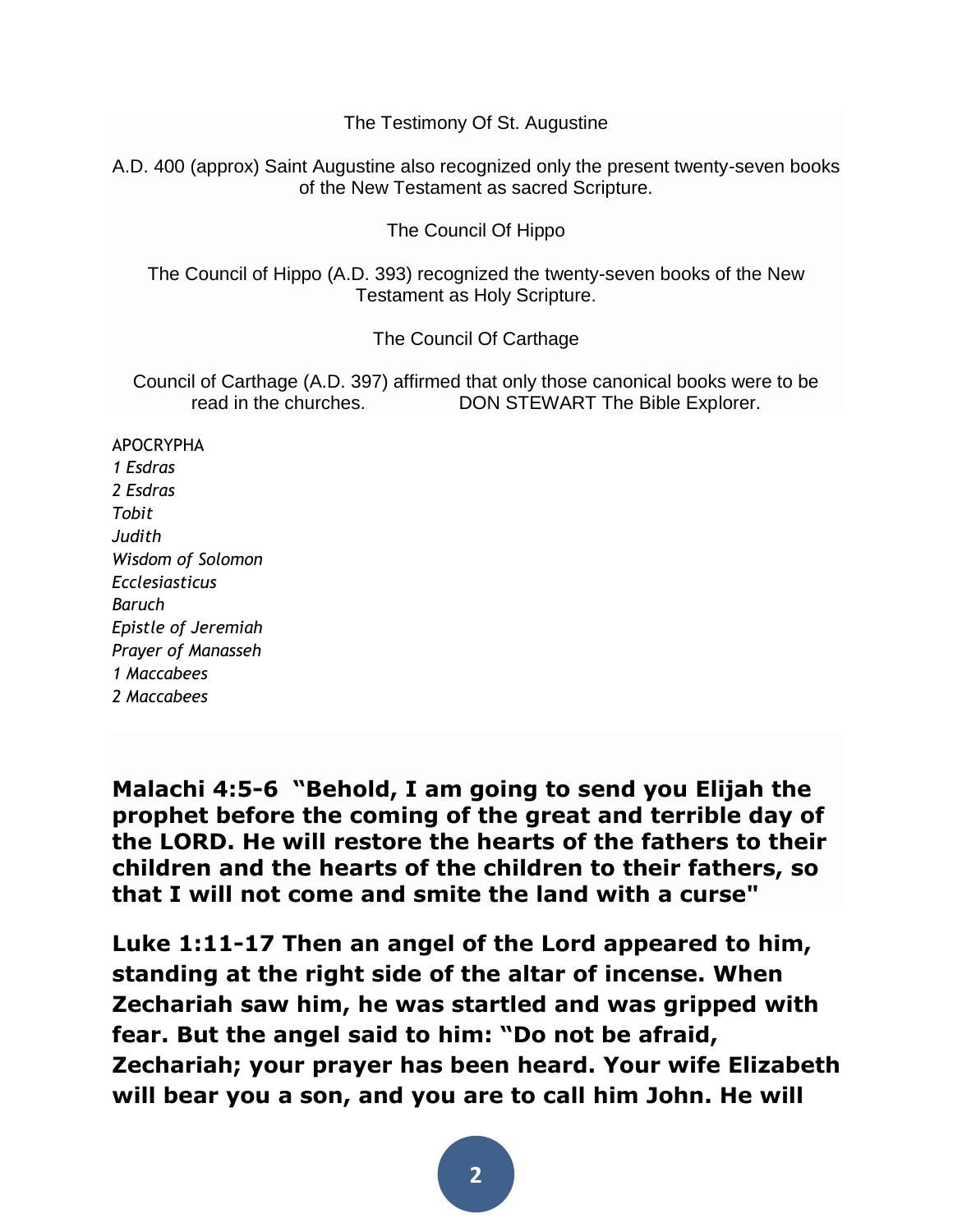The Testimony Of St. Augustine

A.D. 400 (approx) Saint Augustine also recognized only the present twenty-seven books of the New Testament as sacred Scripture.

The Council Of Hippo

The Council of Hippo (A.D. 393) recognized the twenty-seven books of the New Testament as Holy Scripture.

The Council Of Carthage

Council of Carthage (A.D. 397) affirmed that only those canonical books were to be read in the churches. DON STEWART The Bible Explorer.

APOCRYPHA

*1 Esdras*
*2 Esdras*
*Tobit*
*Judith*
*Wisdom of Solomon*
*Ecclesiasticus*
*Baruch*
*Epistle of Jeremiah*
*Prayer of Manasseh*
*1 Maccabees*
*2 Maccabees*

**Malachi 4:5-6 "Behold, I am going to send you Elijah the prophet before the coming of the great and terrible day of the LORD. He will restore the hearts of the fathers to their children and the hearts of the children to their fathers, so that I will not come and smite the land with a curse"**

**Luke 1:11-17 Then an angel of the Lord appeared to him, standing at the right side of the altar of incense. When Zechariah saw him, he was startled and was gripped with fear. But the angel said to him: "Do not be afraid, Zechariah; your prayer has been heard. Your wife Elizabeth will bear you a son, and you are to call him John. He will**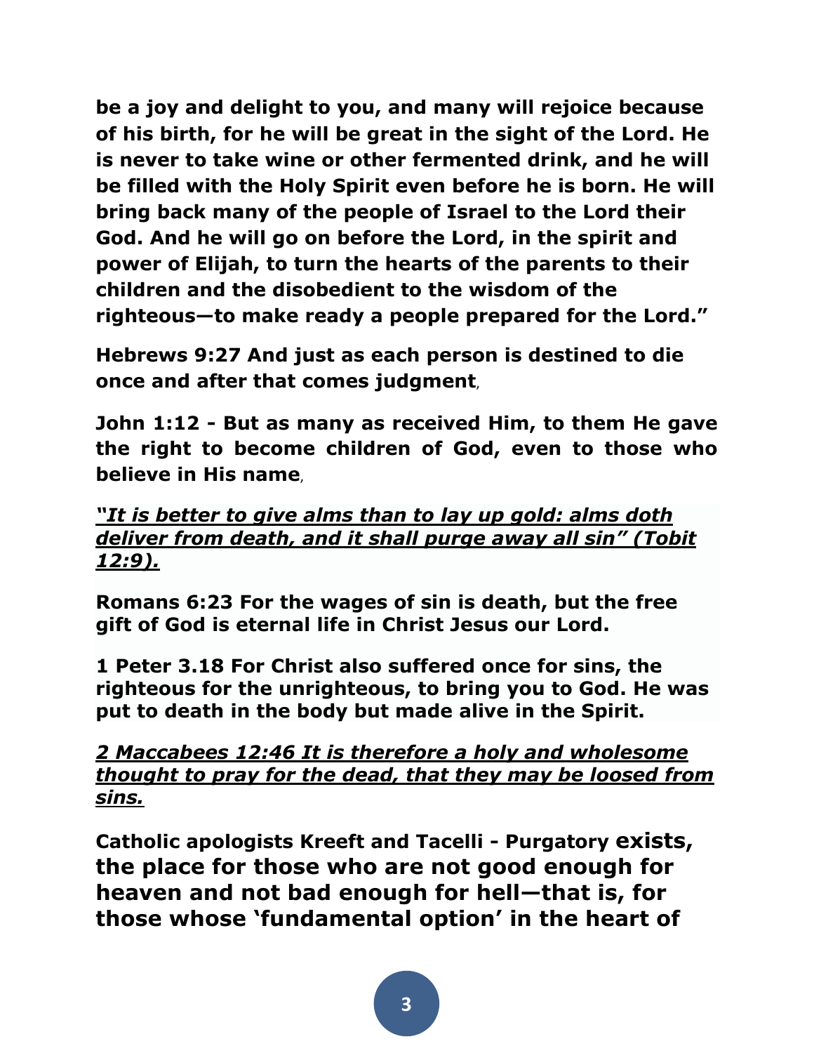**be a joy and delight to you, and many will rejoice because of his birth, for he will be great in the sight of the Lord. He is never to take wine or other fermented drink, and he will be filled with the Holy Spirit even before he is born. He will bring back many of the people of Israel to the Lord their God. And he will go on before the Lord, in the spirit and power of Elijah, to turn the hearts of the parents to their children and the disobedient to the wisdom of the righteous—to make ready a people prepared for the Lord."**

**Hebrews 9:27 And just as each person is destined to die once and after that comes judgment**,

**John 1:12 - But as many as received Him, to them He gave the right to become children of God, even to those who believe in His name**,

***<u>"It is better to give alms than to lay up gold: alms doth deliver from death, and it shall purge away all sin" (Tobit 12:9).</u>***

**Romans 6:23 For the wages of sin is death, but the free gift of God is eternal life in Christ Jesus our Lord.**

**1 Peter 3.18 For Christ also suffered once for sins, the righteous for the unrighteous, to bring you to God. He was put to death in the body but made alive in the Spirit.**

***<u>2 Maccabees 12:46 It is therefore a holy and wholesome thought to pray for the dead, that they may be loosed from sins.</u>***

**Catholic apologists Kreeft and Tacelli - Purgatory exists, the place for those who are not good enough for heaven and not bad enough for hell—that is, for those whose 'fundamental option' in the heart of**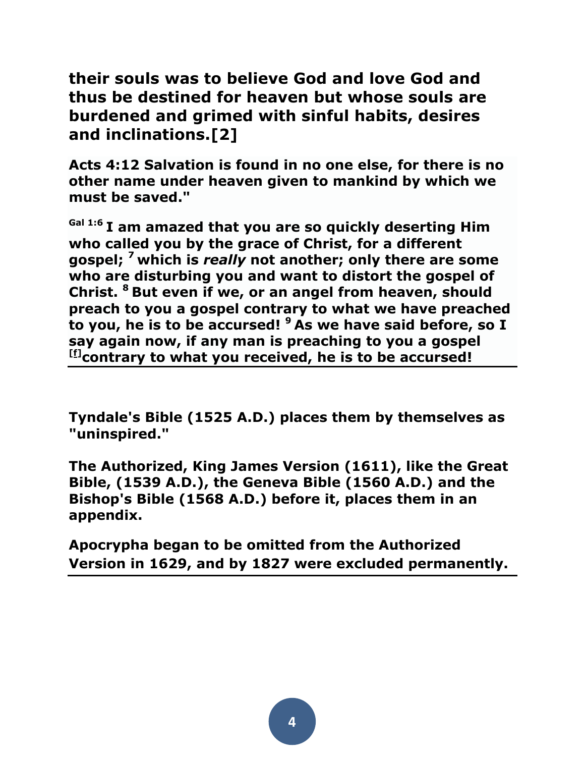**their souls was to believe God and love God and thus be destined for heaven but whose souls are burdened and grimed with sinful habits, desires and inclinations.[2]**

**Acts 4:12 Salvation is found in no one else, for there is no other name under heaven given to mankind by which we must be saved."**

**Gal 1:6 I am amazed that you are so quickly deserting Him who called you by the grace of Christ, for a different gospel; 7 which is *really* not another; only there are some who are disturbing you and want to distort the gospel of Christ. 8 But even if we, or an angel from heaven, should preach to you a gospel contrary to what we have preached to you, he is to be accursed! 9 As we have said before, so I say again now, if any man is preaching to you a gospel [f]contrary to what you received, he is to be accursed!**

---

**Tyndale's Bible (1525 A.D.) places them by themselves as "uninspired."**

**The Authorized, King James Version (1611), like the Great Bible, (1539 A.D.), the Geneva Bible (1560 A.D.) and the Bishop's Bible (1568 A.D.) before it, places them in an appendix.**

**Apocrypha began to be omitted from the Authorized Version in 1629, and by 1827 were excluded permanently.**

---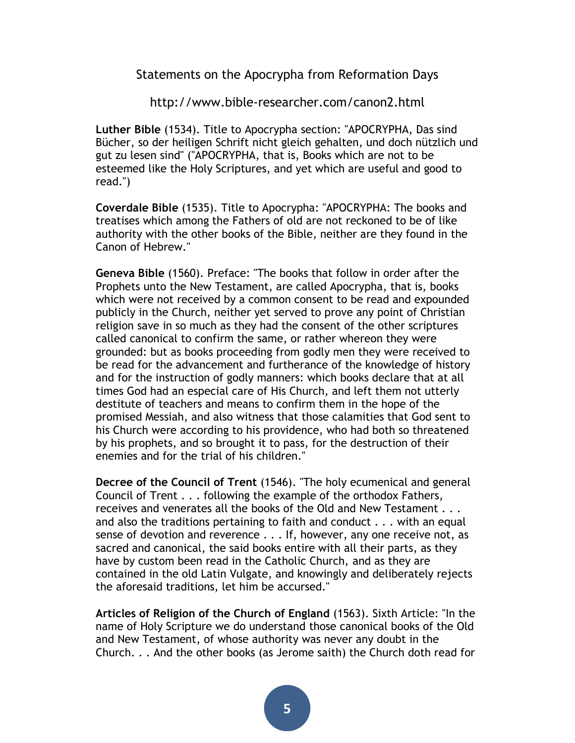## Statements on the Apocrypha from Reformation Days

http://www.bible-researcher.com/canon2.html

**Luther Bible** (1534). Title to Apocrypha section: "APOCRYPHA, Das sind Bücher, so der heiligen Schrift nicht gleich gehalten, und doch nützlich und gut zu lesen sind" ("APOCRYPHA, that is, Books which are not to be esteemed like the Holy Scriptures, and yet which are useful and good to read.")

**Coverdale Bible** (1535). Title to Apocrypha: "APOCRYPHA: The books and treatises which among the Fathers of old are not reckoned to be of like authority with the other books of the Bible, neither are they found in the Canon of Hebrew."

**Geneva Bible** (1560). Preface: "The books that follow in order after the Prophets unto the New Testament, are called Apocrypha, that is, books which were not received by a common consent to be read and expounded publicly in the Church, neither yet served to prove any point of Christian religion save in so much as they had the consent of the other scriptures called canonical to confirm the same, or rather whereon they were grounded: but as books proceeding from godly men they were received to be read for the advancement and furtherance of the knowledge of history and for the instruction of godly manners: which books declare that at all times God had an especial care of His Church, and left them not utterly destitute of teachers and means to confirm them in the hope of the promised Messiah, and also witness that those calamities that God sent to his Church were according to his providence, who had both so threatened by his prophets, and so brought it to pass, for the destruction of their enemies and for the trial of his children."

**Decree of the Council of Trent** (1546). "The holy ecumenical and general Council of Trent . . . following the example of the orthodox Fathers, receives and venerates all the books of the Old and New Testament . . . and also the traditions pertaining to faith and conduct . . . with an equal sense of devotion and reverence . . . If, however, any one receive not, as sacred and canonical, the said books entire with all their parts, as they have by custom been read in the Catholic Church, and as they are contained in the old Latin Vulgate, and knowingly and deliberately rejects the aforesaid traditions, let him be accursed."

**Articles of Religion of the Church of England** (1563). Sixth Article: "In the name of Holy Scripture we do understand those canonical books of the Old and New Testament, of whose authority was never any doubt in the Church. . . And the other books (as Jerome saith) the Church doth read for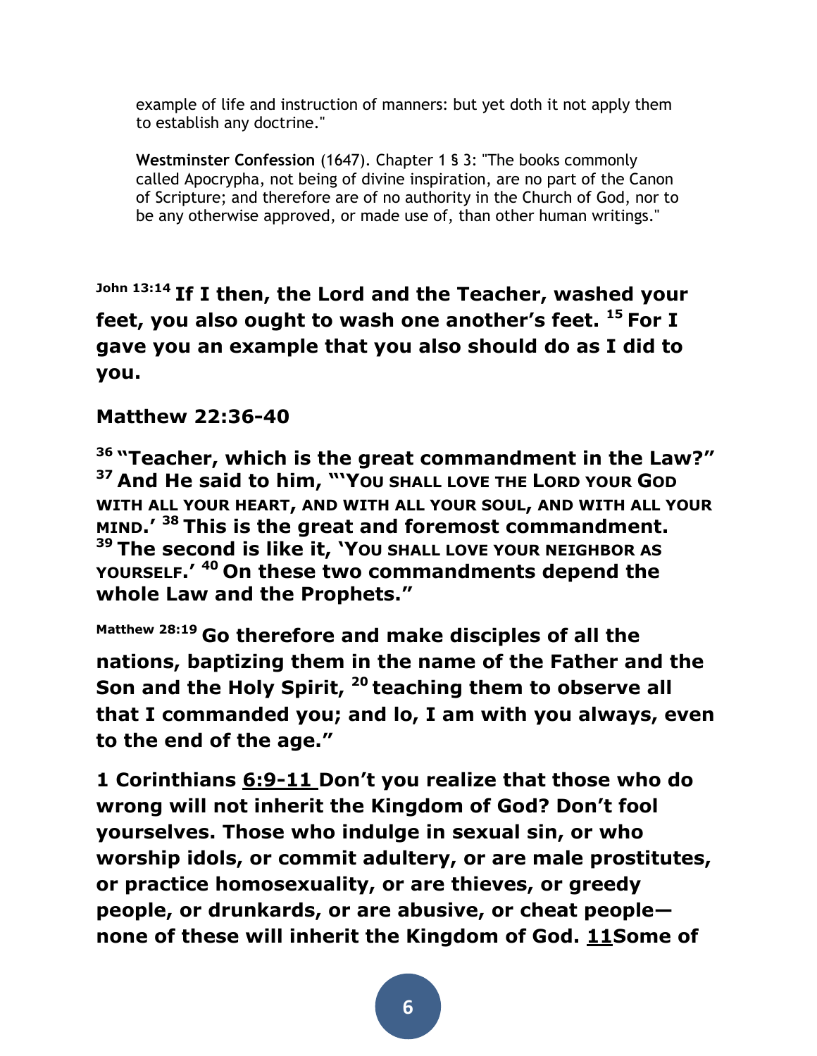example of life and instruction of manners: but yet doth it not apply them to establish any doctrine."

**Westminster Confession** (1647). Chapter 1 § 3: "The books commonly called Apocrypha, not being of divine inspiration, are no part of the Canon of Scripture; and therefore are of no authority in the Church of God, nor to be any otherwise approved, or made use of, than other human writings."

**John 13:14 If I then, the Lord and the Teacher, washed your feet, you also ought to wash one another's feet. 15 For I gave you an example that you also should do as I did to you.**

**Matthew 22:36-40**

**36 "Teacher, which is the great commandment in the Law?" 37 And He said to him, "'YOU SHALL LOVE THE LORD YOUR GOD WITH ALL YOUR HEART, AND WITH ALL YOUR SOUL, AND WITH ALL YOUR MIND.' 38 This is the great and foremost commandment. 39 The second is like it, 'YOU SHALL LOVE YOUR NEIGHBOR AS YOURSELF.' 40 On these two commandments depend the whole Law and the Prophets."**

**Matthew 28:19 Go therefore and make disciples of all the nations, baptizing them in the name of the Father and the Son and the Holy Spirit, 20 teaching them to observe all that I commanded you; and lo, I am with you always, even to the end of the age."**

**1 Corinthians 6:9-11 Don't you realize that those who do wrong will not inherit the Kingdom of God? Don't fool yourselves. Those who indulge in sexual sin, or who worship idols, or commit adultery, or are male prostitutes, or practice homosexuality, or are thieves, or greedy people, or drunkards, or are abusive, or cheat people—none of these will inherit the Kingdom of God. 11Some of**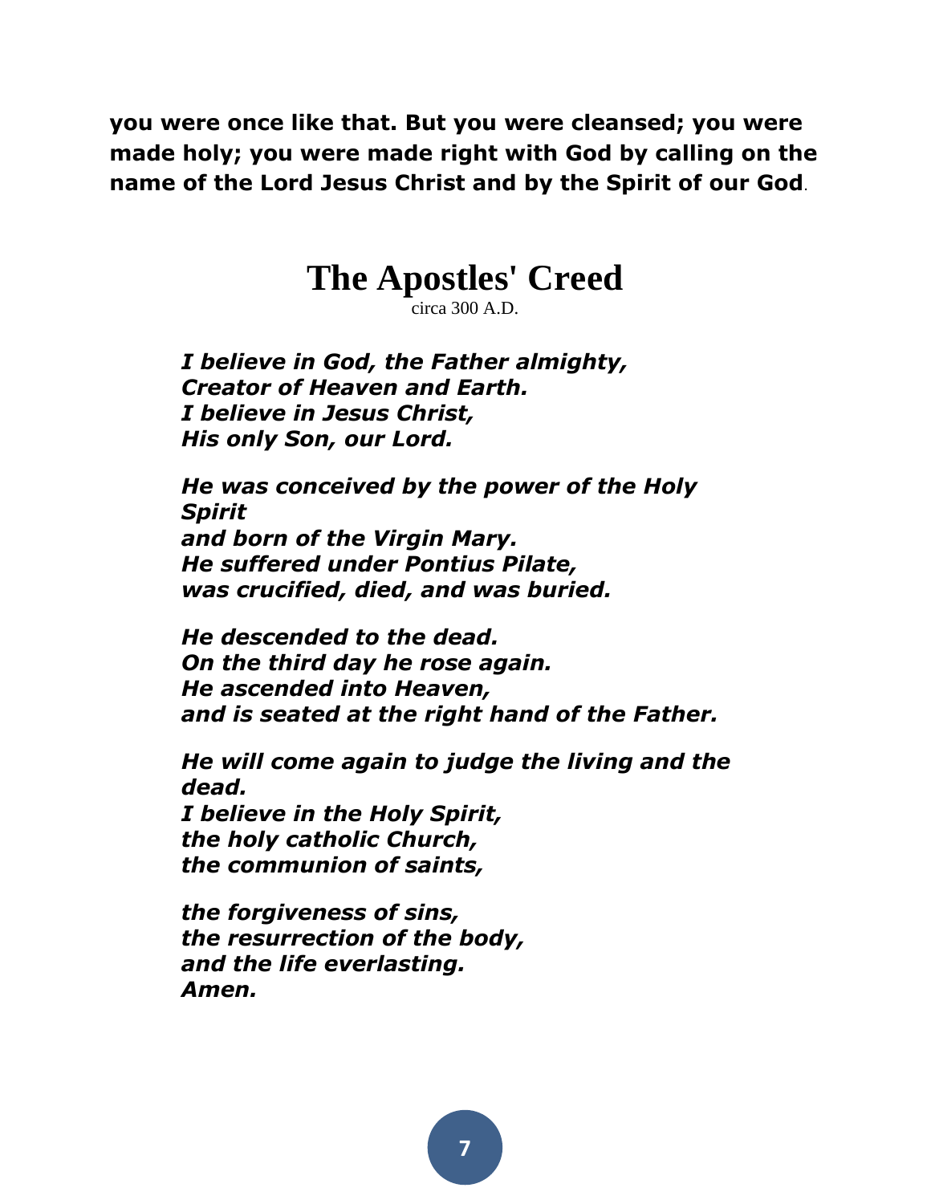**you were once like that. But you were cleansed; you were made holy; you were made right with God by calling on the name of the Lord Jesus Christ and by the Spirit of our God**.

# The Apostles' Creed

circa 300 A.D.

***I believe in God, the Father almighty,***
***Creator of Heaven and Earth.***
***I believe in Jesus Christ,***
***His only Son, our Lord.***

***He was conceived by the power of the Holy Spirit***
***and born of the Virgin Mary.***
***He suffered under Pontius Pilate,***
***was crucified, died, and was buried.***

***He descended to the dead.***
***On the third day he rose again.***
***He ascended into Heaven,***
***and is seated at the right hand of the Father.***

***He will come again to judge the living and the dead.***
***I believe in the Holy Spirit,***
***the holy catholic Church,***
***the communion of saints,***

***the forgiveness of sins,***
***the resurrection of the body,***
***and the life everlasting.***
***Amen.***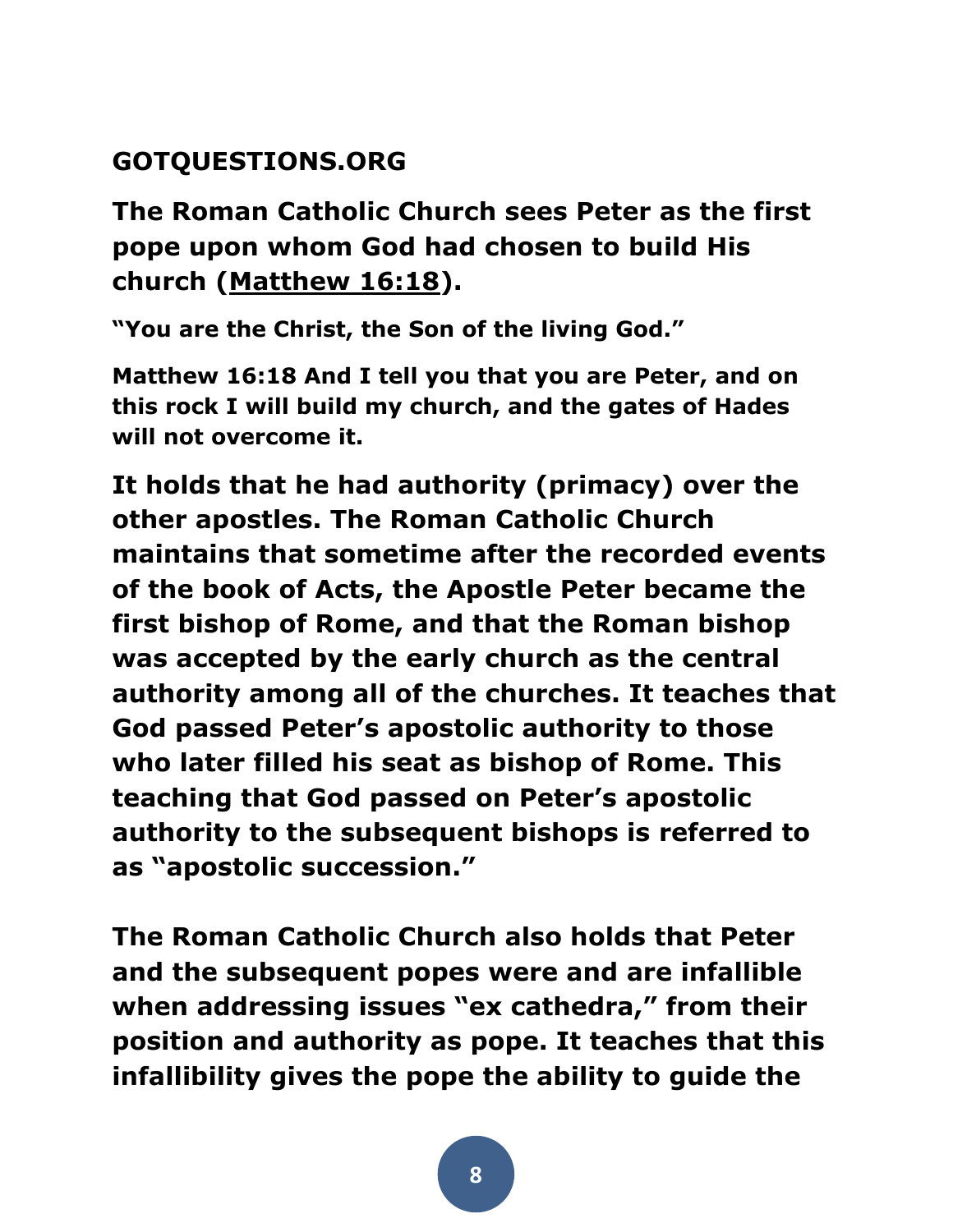**GOTQUESTIONS.ORG**

**The Roman Catholic Church sees Peter as the first pope upon whom God had chosen to build His church (Matthew 16:18).**

**"You are the Christ, the Son of the living God."**

**Matthew 16:18 And I tell you that you are Peter, and on this rock I will build my church, and the gates of Hades will not overcome it.**

**It holds that he had authority (primacy) over the other apostles. The Roman Catholic Church maintains that sometime after the recorded events of the book of Acts, the Apostle Peter became the first bishop of Rome, and that the Roman bishop was accepted by the early church as the central authority among all of the churches. It teaches that God passed Peter's apostolic authority to those who later filled his seat as bishop of Rome. This teaching that God passed on Peter's apostolic authority to the subsequent bishops is referred to as "apostolic succession."**

**The Roman Catholic Church also holds that Peter and the subsequent popes were and are infallible when addressing issues "ex cathedra," from their position and authority as pope. It teaches that this infallibility gives the pope the ability to guide the**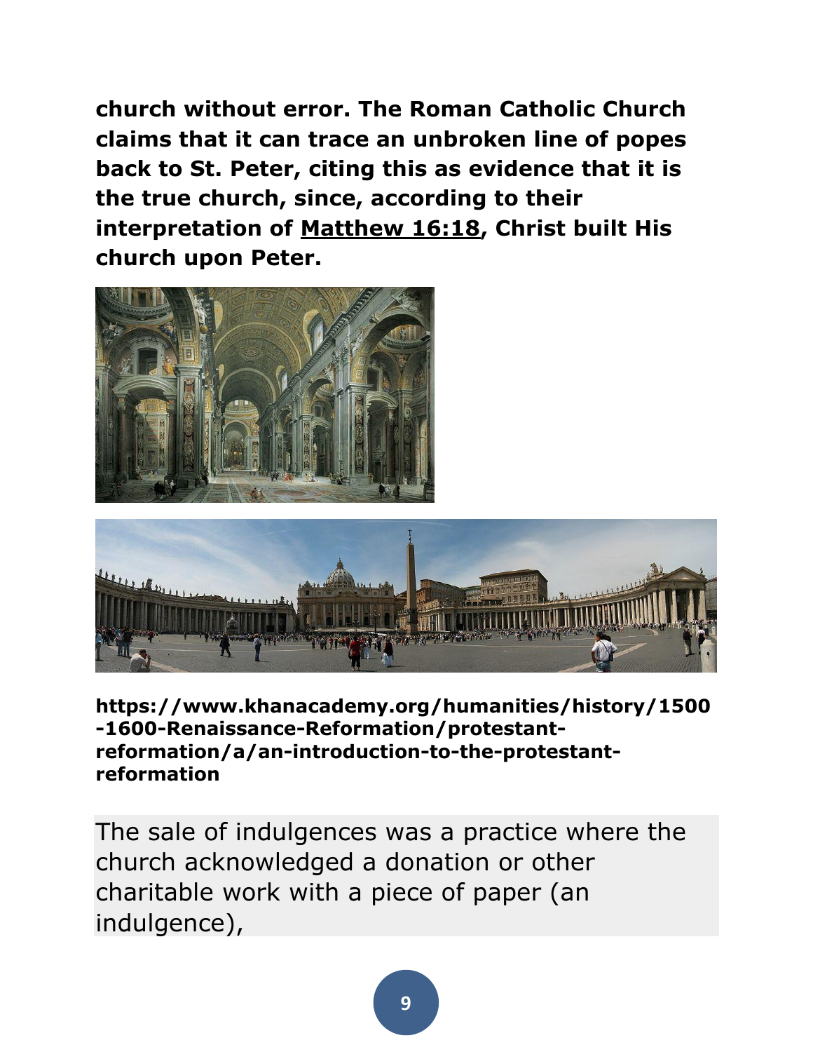**church without error. The Roman Catholic Church claims that it can trace an unbroken line of popes back to St. Peter, citing this as evidence that it is the true church, since, according to their interpretation of Matthew 16:18, Christ built His church upon Peter.**

**https://www.khanacademy.org/humanities/history/1500-1600-Renaissance-Reformation/protestant-reformation/a/an-introduction-to-the-protestant-reformation**

The sale of indulgences was a practice where the church acknowledged a donation or other charitable work with a piece of paper (an indulgence),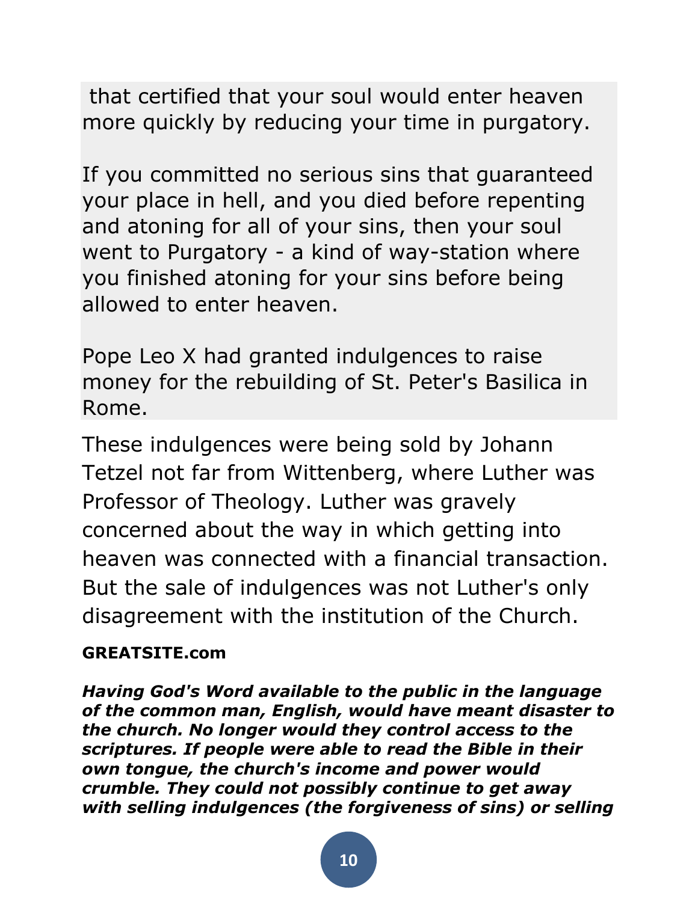that certified that your soul would enter heaven more quickly by reducing your time in purgatory.

If you committed no serious sins that guaranteed your place in hell, and you died before repenting and atoning for all of your sins, then your soul went to Purgatory - a kind of way-station where you finished atoning for your sins before being allowed to enter heaven.

Pope Leo X had granted indulgences to raise money for the rebuilding of St. Peter's Basilica in Rome.

These indulgences were being sold by Johann Tetzel not far from Wittenberg, where Luther was Professor of Theology. Luther was gravely concerned about the way in which getting into heaven was connected with a financial transaction. But the sale of indulgences was not Luther's only disagreement with the institution of the Church.

**GREATSITE.com**

***Having God's Word available to the public in the language of the common man, English, would have meant disaster to the church. No longer would they control access to the scriptures. If people were able to read the Bible in their own tongue, the church's income and power would crumble. They could not possibly continue to get away with selling indulgences (the forgiveness of sins) or selling***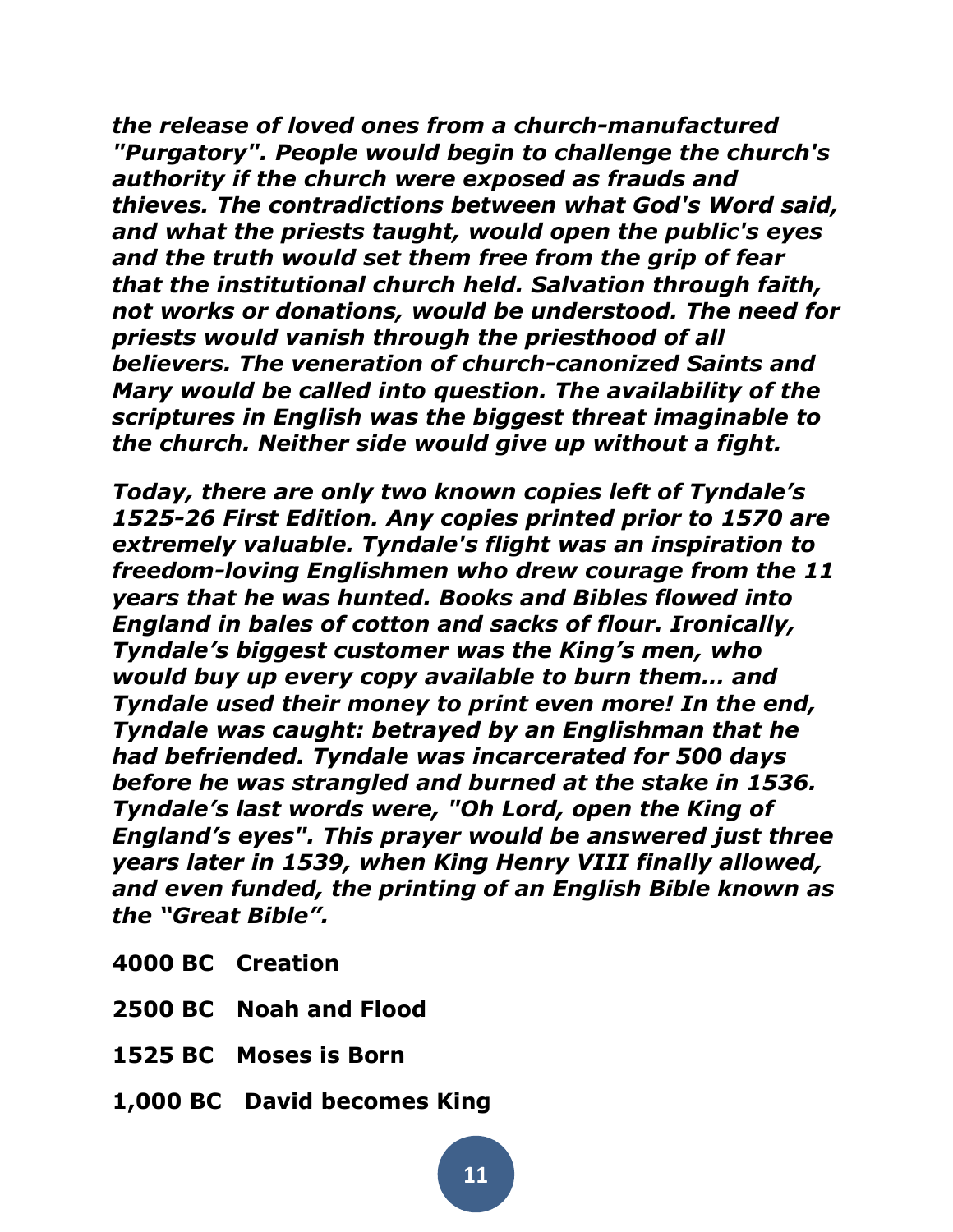***the release of loved ones from a church-manufactured "Purgatory". People would begin to challenge the church's authority if the church were exposed as frauds and thieves. The contradictions between what God's Word said, and what the priests taught, would open the public's eyes and the truth would set them free from the grip of fear that the institutional church held. Salvation through faith, not works or donations, would be understood. The need for priests would vanish through the priesthood of all believers. The veneration of church-canonized Saints and Mary would be called into question. The availability of the scriptures in English was the biggest threat imaginable to the church. Neither side would give up without a fight.***

***Today, there are only two known copies left of Tyndale's 1525-26 First Edition. Any copies printed prior to 1570 are extremely valuable. Tyndale's flight was an inspiration to freedom-loving Englishmen who drew courage from the 11 years that he was hunted. Books and Bibles flowed into England in bales of cotton and sacks of flour. Ironically, Tyndale's biggest customer was the King's men, who would buy up every copy available to burn them... and Tyndale used their money to print even more! In the end, Tyndale was caught: betrayed by an Englishman that he had befriended. Tyndale was incarcerated for 500 days before he was strangled and burned at the stake in 1536. Tyndale's last words were, "Oh Lord, open the King of England's eyes". This prayer would be answered just three years later in 1539, when King Henry VIII finally allowed, and even funded, the printing of an English Bible known as the "Great Bible".***

**4000 BC Creation**

**2500 BC Noah and Flood**

**1525 BC Moses is Born**

**1,000 BC David becomes King**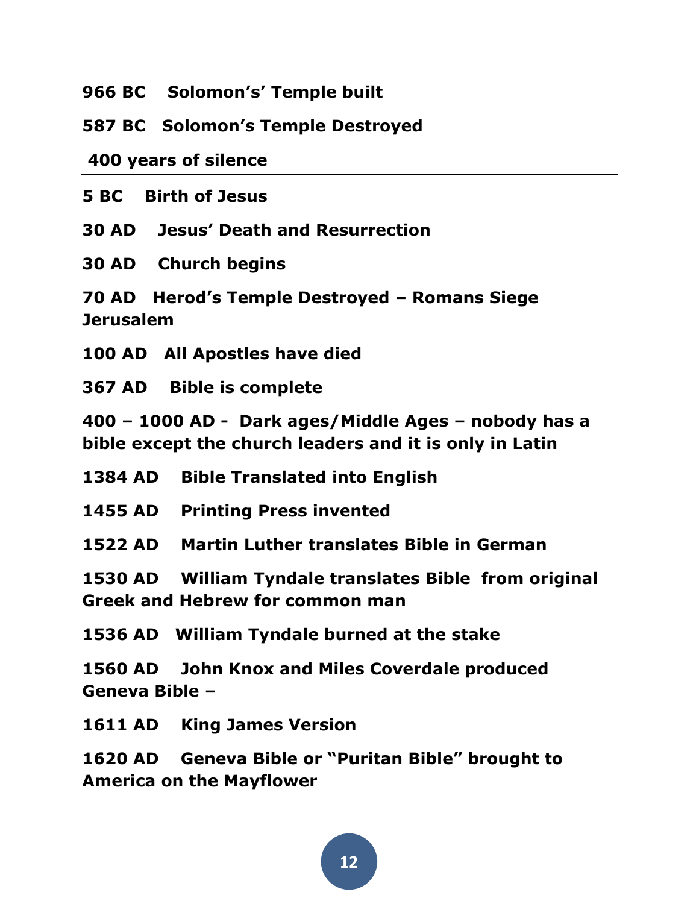**966 BC Solomon's' Temple built**

**587 BC Solomon's Temple Destroyed**

**400 years of silence**

---

**5 BC Birth of Jesus**

**30 AD Jesus' Death and Resurrection**

**30 AD Church begins**

**70 AD Herod's Temple Destroyed – Romans Siege Jerusalem**

**100 AD All Apostles have died**

**367 AD Bible is complete**

**400 – 1000 AD - Dark ages/Middle Ages – nobody has a bible except the church leaders and it is only in Latin**

**1384 AD Bible Translated into English**

**1455 AD Printing Press invented**

**1522 AD Martin Luther translates Bible in German**

**1530 AD William Tyndale translates Bible from original Greek and Hebrew for common man**

**1536 AD William Tyndale burned at the stake**

**1560 AD John Knox and Miles Coverdale produced Geneva Bible –**

**1611 AD King James Version**

**1620 AD Geneva Bible or "Puritan Bible" brought to America on the Mayflower**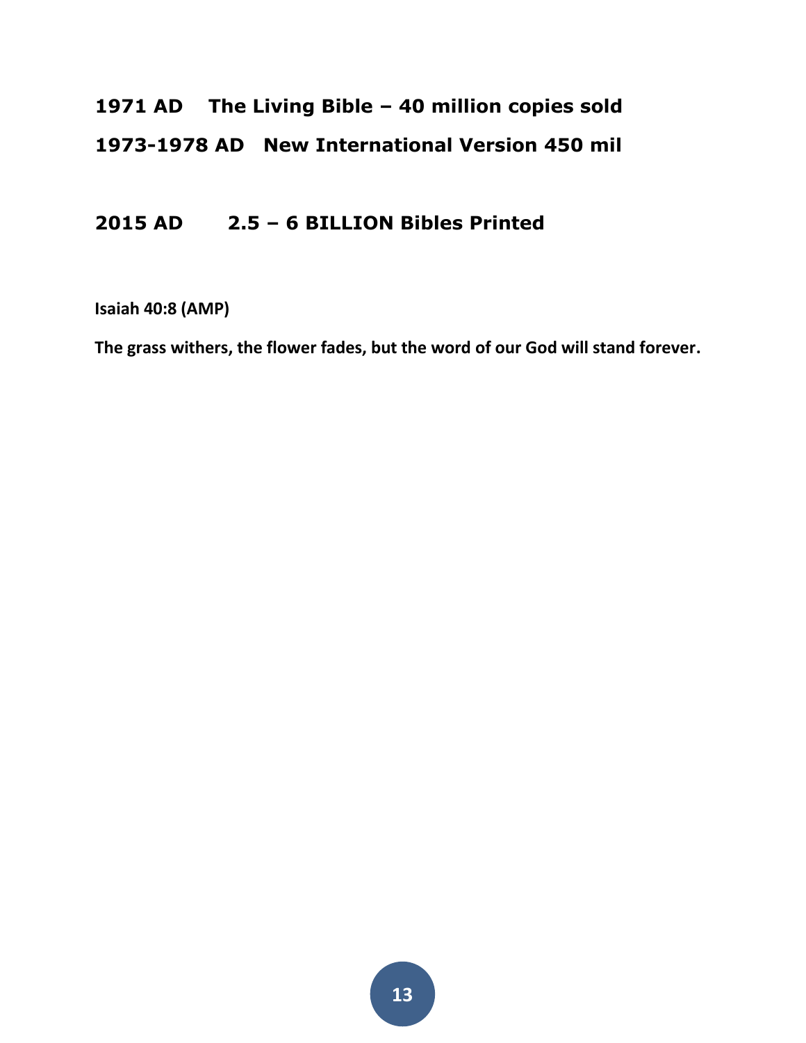**1971 AD The Living Bible – 40 million copies sold**

**1973-1978 AD New International Version 450 mil**

**2015 AD 2.5 – 6 BILLION Bibles Printed**

**Isaiah 40:8 (AMP)**

**The grass withers, the flower fades, but the word of our God will stand forever.**